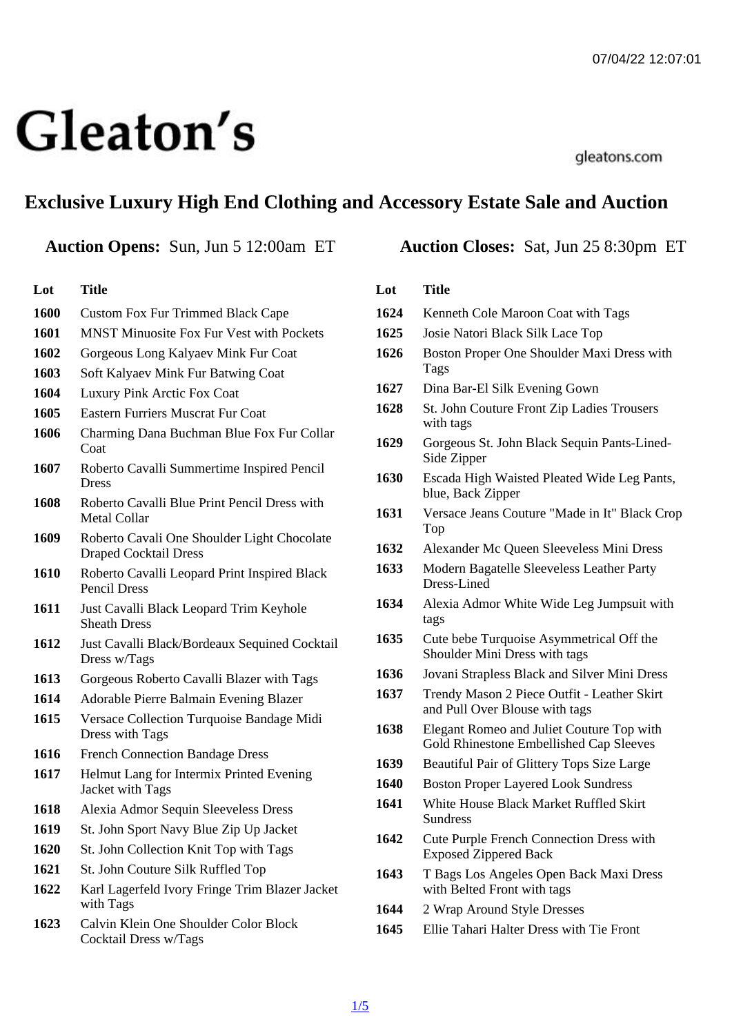# Gleaton's

gleatons.com

## Exclusive Luxury High End Clothing and Accessory Estate Sale and Auction

**Auction Opens:** Sun, Jun 5 12:00am ET **Auction Closes:** Sat, Jun 25 8:30pm ET

| Lot | Title |
| --- | --- |
| 1600 | Custom Fox Fur Trimmed Black Cape |
| 1601 | MNST Minuosite Fox Fur Vest with Pockets |
| 1602 | Gorgeous Long Kalyaev Mink Fur Coat |
| 1603 | Soft Kalyaev Mink Fur Batwing Coat |
| 1604 | Luxury Pink Arctic Fox Coat |
| 1605 | Eastern Furriers Muscrat Fur Coat |
| 1606 | Charming Dana Buchman Blue Fox Fur Collar Coat |
| 1607 | Roberto Cavalli Summertime Inspired Pencil Dress |
| 1608 | Roberto Cavalli Blue Print Pencil Dress with Metal Collar |
| 1609 | Roberto Cavali One Shoulder Light Chocolate Draped Cocktail Dress |
| 1610 | Roberto Cavalli Leopard Print Inspired Black Pencil Dress |
| 1611 | Just Cavalli Black Leopard Trim Keyhole Sheath Dress |
| 1612 | Just Cavalli Black/Bordeaux Sequined Cocktail Dress w/Tags |
| 1613 | Gorgeous Roberto Cavalli Blazer with Tags |
| 1614 | Adorable Pierre Balmain Evening Blazer |
| 1615 | Versace Collection Turquoise Bandage Midi Dress with Tags |
| 1616 | French Connection Bandage Dress |
| 1617 | Helmut Lang for Intermix Printed Evening Jacket with Tags |
| 1618 | Alexia Admor Sequin Sleeveless Dress |
| 1619 | St. John Sport Navy Blue Zip Up Jacket |
| 1620 | St. John Collection Knit Top with Tags |
| 1621 | St. John Couture Silk Ruffled Top |
| 1622 | Karl Lagerfeld Ivory Fringe Trim Blazer Jacket with Tags |
| 1623 | Calvin Klein One Shoulder Color Block Cocktail Dress w/Tags |
| 1624 | Kenneth Cole Maroon Coat with Tags |
| 1625 | Josie Natori Black Silk Lace Top |
| 1626 | Boston Proper One Shoulder Maxi Dress with Tags |
| 1627 | Dina Bar-El Silk Evening Gown |
| 1628 | St. John Couture Front Zip Ladies Trousers with tags |
| 1629 | Gorgeous St. John Black Sequin Pants-Lined-Side Zipper |
| 1630 | Escada High Waisted Pleated Wide Leg Pants, blue, Back Zipper |
| 1631 | Versace Jeans Couture "Made in It" Black Crop Top |
| 1632 | Alexander Mc Queen Sleeveless Mini Dress |
| 1633 | Modern Bagatelle Sleeveless Leather Party Dress-Lined |
| 1634 | Alexia Admor White Wide Leg Jumpsuit with tags |
| 1635 | Cute bebe Turquoise Asymmetrical Off the Shoulder Mini Dress with tags |
| 1636 | Jovani Strapless Black and Silver Mini Dress |
| 1637 | Trendy Mason 2 Piece Outfit - Leather Skirt and Pull Over Blouse with tags |
| 1638 | Elegant Romeo and Juliet Couture Top with Gold Rhinestone Embellished Cap Sleeves |
| 1639 | Beautiful Pair of Glittery Tops Size Large |
| 1640 | Boston Proper Layered Look Sundress |
| 1641 | White House Black Market Ruffled Skirt Sundress |
| 1642 | Cute Purple French Connection Dress with Exposed Zippered Back |
| 1643 | T Bags Los Angeles Open Back Maxi Dress with Belted Front with tags |
| 1644 | 2 Wrap Around Style Dresses |
| 1645 | Ellie Tahari Halter Dress with Tie Front |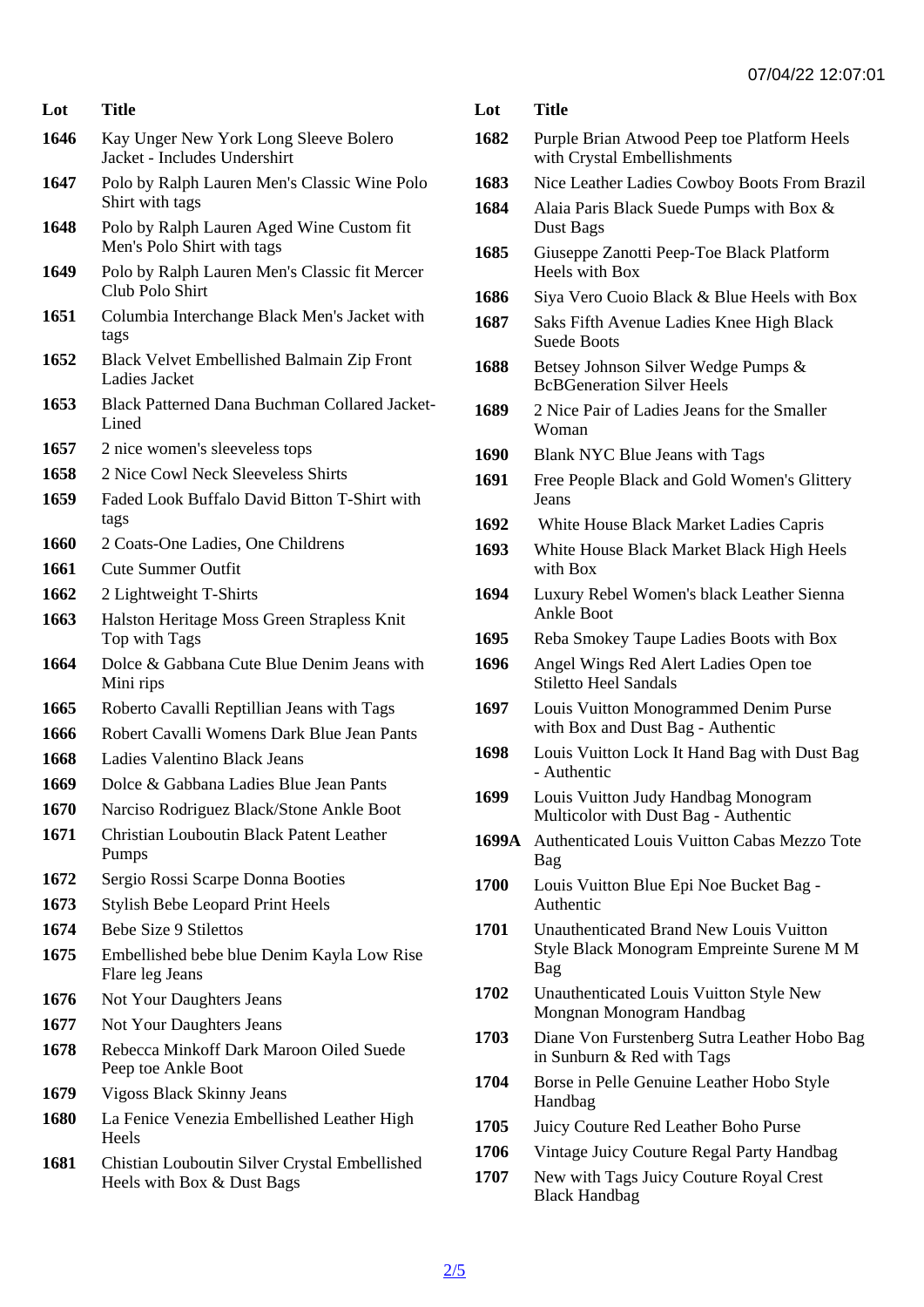| Lot | Title |
|---|---|
| 1646 | Kay Unger New York Long Sleeve Bolero Jacket - Includes Undershirt |
| 1647 | Polo by Ralph Lauren Men's Classic Wine Polo Shirt with tags |
| 1648 | Polo by Ralph Lauren Aged Wine Custom fit Men's Polo Shirt with tags |
| 1649 | Polo by Ralph Lauren Men's Classic fit Mercer Club Polo Shirt |
| 1651 | Columbia Interchange Black Men's Jacket with tags |
| 1652 | Black Velvet Embellished Balmain Zip Front Ladies Jacket |
| 1653 | Black Patterned Dana Buchman Collared Jacket-Lined |
| 1657 | 2 nice women's sleeveless tops |
| 1658 | 2 Nice Cowl Neck Sleeveless Shirts |
| 1659 | Faded Look Buffalo David Bitton T-Shirt with tags |
| 1660 | 2 Coats-One Ladies, One Childrens |
| 1661 | Cute Summer Outfit |
| 1662 | 2 Lightweight T-Shirts |
| 1663 | Halston Heritage Moss Green Strapless Knit Top with Tags |
| 1664 | Dolce & Gabbana Cute Blue Denim Jeans with Mini rips |
| 1665 | Roberto Cavalli Reptillian Jeans with Tags |
| 1666 | Robert Cavalli Womens Dark Blue Jean Pants |
| 1668 | Ladies Valentino Black Jeans |
| 1669 | Dolce & Gabbana Ladies Blue Jean Pants |
| 1670 | Narciso Rodriguez Black/Stone Ankle Boot |
| 1671 | Christian Louboutin Black Patent Leather Pumps |
| 1672 | Sergio Rossi Scarpe Donna Booties |
| 1673 | Stylish Bebe Leopard Print Heels |
| 1674 | Bebe Size 9 Stilettos |
| 1675 | Embellished bebe blue Denim Kayla Low Rise Flare leg Jeans |
| 1676 | Not Your Daughters Jeans |
| 1677 | Not Your Daughters Jeans |
| 1678 | Rebecca Minkoff Dark Maroon Oiled Suede Peep toe Ankle Boot |
| 1679 | Vigoss Black Skinny Jeans |
| 1680 | La Fenice Venezia Embellished Leather High Heels |
| 1681 | Chistian Louboutin Silver Crystal Embellished Heels with Box & Dust Bags |
| 1682 | Purple Brian Atwood Peep toe Platform Heels with Crystal Embellishments |
| 1683 | Nice Leather Ladies Cowboy Boots From Brazil |
| 1684 | Alaia Paris Black Suede Pumps with Box & Dust Bags |
| 1685 | Giuseppe Zanotti Peep-Toe Black Platform Heels with Box |
| 1686 | Siya Vero Cuoio Black & Blue Heels with Box |
| 1687 | Saks Fifth Avenue Ladies Knee High Black Suede Boots |
| 1688 | Betsey Johnson Silver Wedge Pumps & BcBGeneration Silver Heels |
| 1689 | 2 Nice Pair of Ladies Jeans for the Smaller Woman |
| 1690 | Blank NYC Blue Jeans with Tags |
| 1691 | Free People Black and Gold Women's Glittery Jeans |
| 1692 | White House Black Market Ladies Capris |
| 1693 | White House Black Market Black High Heels with Box |
| 1694 | Luxury Rebel Women's black Leather Sienna Ankle Boot |
| 1695 | Reba Smokey Taupe Ladies Boots with Box |
| 1696 | Angel Wings Red Alert Ladies Open toe Stiletto Heel Sandals |
| 1697 | Louis Vuitton Monogrammed Denim Purse with Box and Dust Bag - Authentic |
| 1698 | Louis Vuitton Lock It Hand Bag with Dust Bag - Authentic |
| 1699 | Louis Vuitton Judy Handbag Monogram Multicolor with Dust Bag - Authentic |
| 1699A | Authenticated Louis Vuitton Cabas Mezzo Tote Bag |
| 1700 | Louis Vuitton Blue Epi Noe Bucket Bag - Authentic |
| 1701 | Unauthenticated Brand New Louis Vuitton Style Black Monogram Empreinte Surene M M Bag |
| 1702 | Unauthenticated Louis Vuitton Style New Mongnan Monogram Handbag |
| 1703 | Diane Von Furstenberg Sutra Leather Hobo Bag in Sunburn & Red with Tags |
| 1704 | Borse in Pelle Genuine Leather Hobo Style Handbag |
| 1705 | Juicy Couture Red Leather Boho Purse |
| 1706 | Vintage Juicy Couture Regal Party Handbag |
| 1707 | New with Tags Juicy Couture Royal Crest Black Handbag |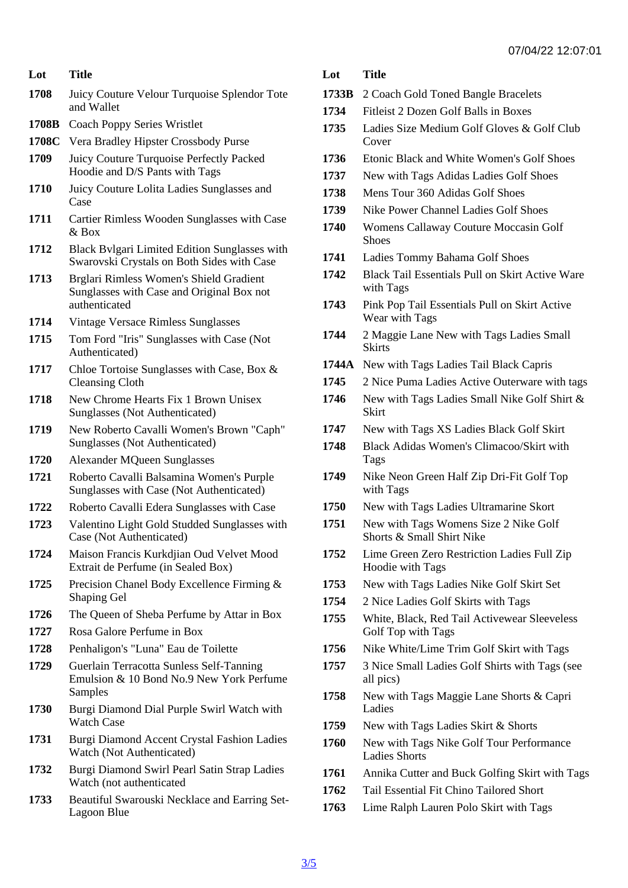| Lot | Title |
| --- | --- |
| 1708 | Juicy Couture Velour Turquoise Splendor Tote and Wallet |
| 1708B | Coach Poppy Series Wristlet |
| 1708C | Vera Bradley Hipster Crossbody Purse |
| 1709 | Juicy Couture Turquoise Perfectly Packed Hoodie and D/S Pants with Tags |
| 1710 | Juicy Couture Lolita Ladies Sunglasses and Case |
| 1711 | Cartier Rimless Wooden Sunglasses with Case & Box |
| 1712 | Black Bvlgari Limited Edition Sunglasses with Swarovski Crystals on Both Sides with Case |
| 1713 | Brglari Rimless Women's Shield Gradient Sunglasses with Case and Original Box not authenticated |
| 1714 | Vintage Versace Rimless Sunglasses |
| 1715 | Tom Ford "Iris" Sunglasses with Case (Not Authenticated) |
| 1717 | Chloe Tortoise Sunglasses with Case, Box & Cleansing Cloth |
| 1718 | New Chrome Hearts Fix 1 Brown Unisex Sunglasses (Not Authenticated) |
| 1719 | New Roberto Cavalli Women's Brown "Caph" Sunglasses (Not Authenticated) |
| 1720 | Alexander MQueen Sunglasses |
| 1721 | Roberto Cavalli Balsamina Women's Purple Sunglasses with Case (Not Authenticated) |
| 1722 | Roberto Cavalli Edera Sunglasses with Case |
| 1723 | Valentino Light Gold Studded Sunglasses with Case (Not Authenticated) |
| 1724 | Maison Francis Kurkdjian Oud Velvet Mood Extrait de Perfume (in Sealed Box) |
| 1725 | Precision Chanel Body Excellence Firming & Shaping Gel |
| 1726 | The Queen of Sheba Perfume by Attar in Box |
| 1727 | Rosa Galore Perfume in Box |
| 1728 | Penhaligon's "Luna" Eau de Toilette |
| 1729 | Guerlain Terracotta Sunless Self-Tanning Emulsion & 10 Bond No.9 New York Perfume Samples |
| 1730 | Burgi Diamond Dial Purple Swirl Watch with Watch Case |
| 1731 | Burgi Diamond Accent Crystal Fashion Ladies Watch (Not Authenticated) |
| 1732 | Burgi Diamond Swirl Pearl Satin Strap Ladies Watch (not authenticated |
| 1733 | Beautiful Swarouski Necklace and Earring Set-Lagoon Blue |
| 1733B | 2 Coach Gold Toned Bangle Bracelets |
| 1734 | Fitleist 2 Dozen Golf Balls in Boxes |
| 1735 | Ladies Size Medium Golf Gloves & Golf Club Cover |
| 1736 | Etonic Black and White Women's Golf Shoes |
| 1737 | New with Tags Adidas Ladies Golf Shoes |
| 1738 | Mens Tour 360 Adidas Golf Shoes |
| 1739 | Nike Power Channel Ladies Golf Shoes |
| 1740 | Womens Callaway Couture Moccasin Golf Shoes |
| 1741 | Ladies Tommy Bahama Golf Shoes |
| 1742 | Black Tail Essentials Pull on Skirt Active Ware with Tags |
| 1743 | Pink Pop Tail Essentials Pull on Skirt Active Wear with Tags |
| 1744 | 2 Maggie Lane New with Tags Ladies Small Skirts |
| 1744A | New with Tags Ladies Tail Black Capris |
| 1745 | 2 Nice Puma Ladies Active Outerware with tags |
| 1746 | New with Tags Ladies Small Nike Golf Shirt & Skirt |
| 1747 | New with Tags XS Ladies Black Golf Skirt |
| 1748 | Black Adidas Women's Climacoo/Skirt with Tags |
| 1749 | Nike Neon Green Half Zip Dri-Fit Golf Top with Tags |
| 1750 | New with Tags Ladies Ultramarine Skort |
| 1751 | New with Tags Womens Size 2 Nike Golf Shorts & Small Shirt Nike |
| 1752 | Lime Green Zero Restriction Ladies Full Zip Hoodie with Tags |
| 1753 | New with Tags Ladies Nike Golf Skirt Set |
| 1754 | 2 Nice Ladies Golf Skirts with Tags |
| 1755 | White, Black, Red Tail Activewear Sleeveless Golf Top with Tags |
| 1756 | Nike White/Lime Trim Golf Skirt with Tags |
| 1757 | 3 Nice Small Ladies Golf Shirts with Tags (see all pics) |
| 1758 | New with Tags Maggie Lane Shorts & Capri Ladies |
| 1759 | New with Tags Ladies Skirt & Shorts |
| 1760 | New with Tags Nike Golf Tour Performance Ladies Shorts |
| 1761 | Annika Cutter and Buck Golfing Skirt with Tags |
| 1762 | Tail Essential Fit Chino Tailored Short |
| 1763 | Lime Ralph Lauren Polo Skirt with Tags |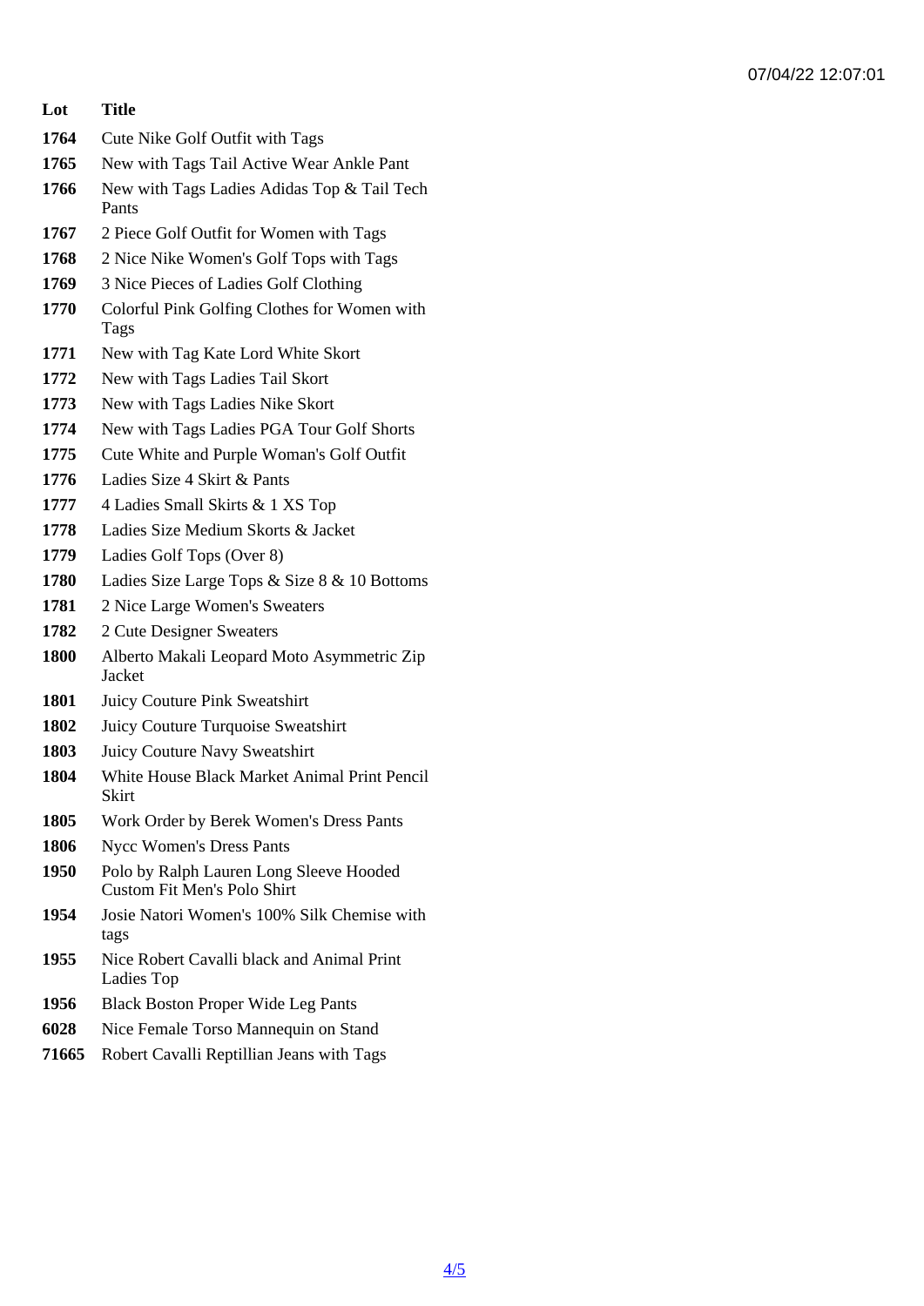| Lot | Title |
|---|---|
| 1764 | Cute Nike Golf Outfit with Tags |
| 1765 | New with Tags Tail Active Wear Ankle Pant |
| 1766 | New with Tags Ladies Adidas Top & Tail Tech Pants |
| 1767 | 2 Piece Golf Outfit for Women with Tags |
| 1768 | 2 Nice Nike Women's Golf Tops with Tags |
| 1769 | 3 Nice Pieces of Ladies Golf Clothing |
| 1770 | Colorful Pink Golfing Clothes for Women with Tags |
| 1771 | New with Tag Kate Lord White Skort |
| 1772 | New with Tags Ladies Tail Skort |
| 1773 | New with Tags Ladies Nike Skort |
| 1774 | New with Tags Ladies PGA Tour Golf Shorts |
| 1775 | Cute White and Purple Woman's Golf Outfit |
| 1776 | Ladies Size 4 Skirt & Pants |
| 1777 | 4 Ladies Small Skirts & 1 XS Top |
| 1778 | Ladies Size Medium Skorts & Jacket |
| 1779 | Ladies Golf Tops (Over 8) |
| 1780 | Ladies Size Large Tops & Size 8 & 10 Bottoms |
| 1781 | 2 Nice Large Women's Sweaters |
| 1782 | 2 Cute Designer Sweaters |
| 1800 | Alberto Makali Leopard Moto Asymmetric Zip Jacket |
| 1801 | Juicy Couture Pink Sweatshirt |
| 1802 | Juicy Couture Turquoise Sweatshirt |
| 1803 | Juicy Couture Navy Sweatshirt |
| 1804 | White House Black Market Animal Print Pencil Skirt |
| 1805 | Work Order by Berek Women's Dress Pants |
| 1806 | Nycc Women's Dress Pants |
| 1950 | Polo by Ralph Lauren Long Sleeve Hooded Custom Fit Men's Polo Shirt |
| 1954 | Josie Natori Women's 100% Silk Chemise with tags |
| 1955 | Nice Robert Cavalli black and Animal Print Ladies Top |
| 1956 | Black Boston Proper Wide Leg Pants |
| 6028 | Nice Female Torso Mannequin on Stand |
| 71665 | Robert Cavalli Reptillian Jeans with Tags |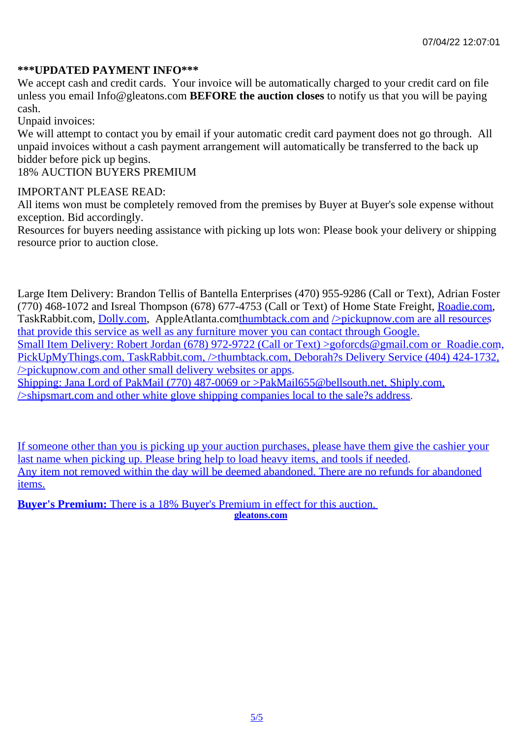**\*\*\*UPDATED PAYMENT INFO\*\*\***

We accept cash and credit cards. Your invoice will be automatically charged to your credit card on file unless you email Info@gleatons.com **BEFORE the auction closes** to notify us that you will be paying cash.

Unpaid invoices:

We will attempt to contact you by email if your automatic credit card payment does not go through. All unpaid invoices without a cash payment arrangement will automatically be transferred to the back up bidder before pick up begins.

18% AUCTION BUYERS PREMIUM

IMPORTANT PLEASE READ:

All items won must be completely removed from the premises by Buyer at Buyer's sole expense without exception. Bid accordingly.

Resources for buyers needing assistance with picking up lots won: Please book your delivery or shipping resource prior to auction close.

Large Item Delivery: Brandon Tellis of Bantella Enterprises (470) 955-9286 (Call or Text), Adrian Foster (770) 468-1072 and Isreal Thompson (678) 677-4753 (Call or Text) of Home State Freight, Roadie.com, TaskRabbit.com, Dolly.com, AppleAtlanta.comthumbtack.com and />pickupnow.com are all resources that provide this service as well as any furniture mover you can contact through Google.

Small Item Delivery: Robert Jordan (678) 972-9722 (Call or Text) >goforcds@gmail.com or Roadie.com, PickUpMyThings.com, TaskRabbit.com, />thumbtack.com, Deborah?s Delivery Service (404) 424-1732, />pickupnow.com and other small delivery websites or apps.

Shipping: Jana Lord of PakMail (770) 487-0069 or >PakMail655@bellsouth.net, Shiply.com, />shipsmart.com and other white glove shipping companies local to the sale?s address.

If someone other than you is picking up your auction purchases, please have them give the cashier your last name when picking up. Please bring help to load heavy items, and tools if needed.

Any item not removed within the day will be deemed abandoned. There are no refunds for abandoned items.

**Buyer's Premium:** There is a 18% Buyer's Premium in effect for this auction.

**gleatons.com**